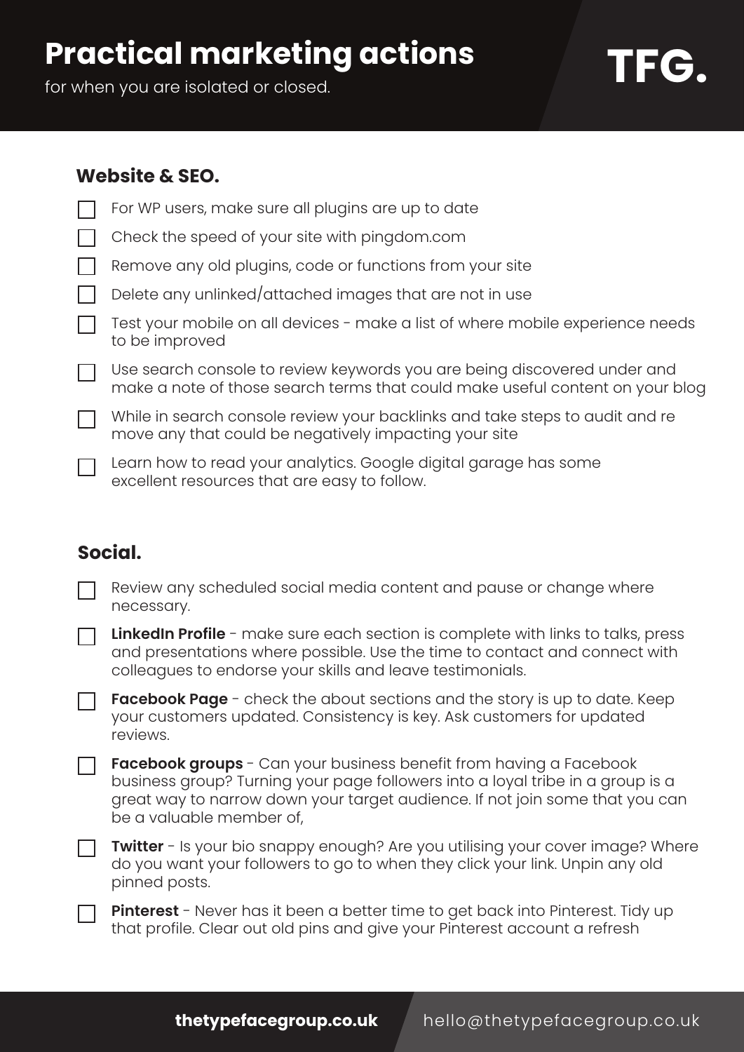# Practical marketing actions

for when you are isolated or closed.

TFG.

## Website & SEO.

- [ ] For WP users, make sure all plugins are up to date
- [ ] Check the speed of your site with pingdom.com
- [ ] Remove any old plugins, code or functions from your site
- [ ] Delete any unlinked/attached images that are not in use
- [ ] Test your mobile on all devices - make a list of where mobile experience needs to be improved
- [ ] Use search console to review keywords you are being discovered under and make a note of those search terms that could make useful content on your blog
- [ ] While in search console review your backlinks and take steps to audit and re move any that could be negatively impacting your site
- [ ] Learn how to read your analytics. Google digital garage has some excellent resources that are easy to follow.

## Social.

- [ ] Review any scheduled social media content and pause or change where necessary.
- [ ] **LinkedIn Profile** - make sure each section is complete with links to talks, press and presentations where possible. Use the time to contact and connect with colleagues to endorse your skills and leave testimonials.
- [ ] **Facebook Page** - check the about sections and the story is up to date. Keep your customers updated. Consistency is key. Ask customers for updated reviews.
- [ ] **Facebook groups** - Can your business benefit from having a Facebook business group? Turning your page followers into a loyal tribe in a group is a great way to narrow down your target audience. If not join some that you can be a valuable member of,
- [ ] **Twitter** - Is your bio snappy enough? Are you utilising your cover image? Where do you want your followers to go to when they click your link. Unpin any old pinned posts.
- [ ] **Pinterest** - Never has it been a better time to get back into Pinterest. Tidy up that profile. Clear out old pins and give your Pinterest account a refresh

**thetypefacegroup.co.uk** hello@thetypefacegroup.co.uk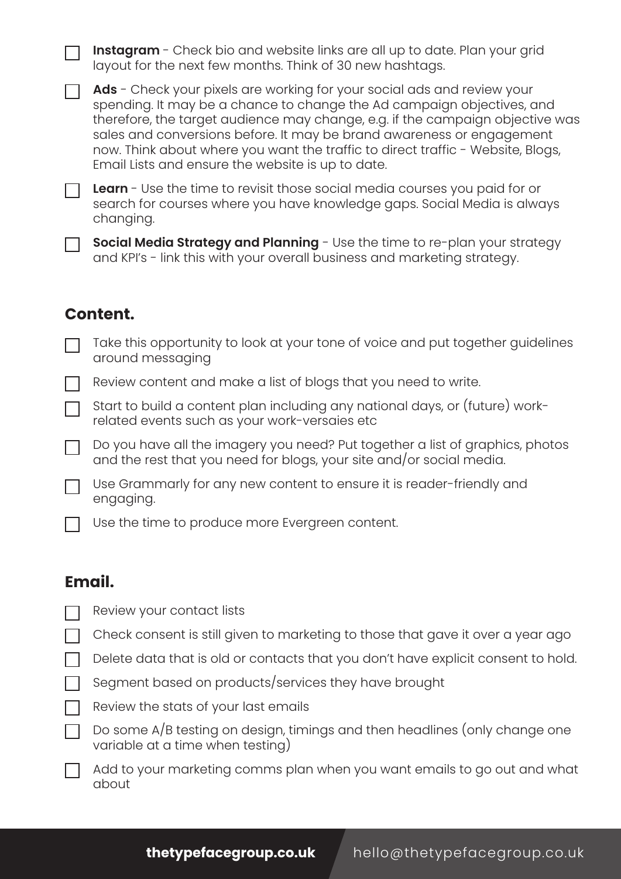- [ ] **Instagram** - Check bio and website links are all up to date. Plan your grid layout for the next few months. Think of 30 new hashtags.
- [ ] **Ads** - Check your pixels are working for your social ads and review your spending. It may be a chance to change the Ad campaign objectives, and therefore, the target audience may change, e.g. if the campaign objective was sales and conversions before. It may be brand awareness or engagement now. Think about where you want the traffic to direct traffic - Website, Blogs, Email Lists and ensure the website is up to date.
- [ ] **Learn** - Use the time to revisit those social media courses you paid for or search for courses where you have knowledge gaps. Social Media is always changing.
- [ ] **Social Media Strategy and Planning** - Use the time to re-plan your strategy and KPI's - link this with your overall business and marketing strategy.

## Content.

- [ ] Take this opportunity to look at your tone of voice and put together guidelines around messaging
- [ ] Review content and make a list of blogs that you need to write.
- [ ] Start to build a content plan including any national days, or (future) work-related events such as your work-versaies etc
- [ ] Do you have all the imagery you need? Put together a list of graphics, photos and the rest that you need for blogs, your site and/or social media.
- [ ] Use Grammarly for any new content to ensure it is reader-friendly and engaging.
- [ ] Use the time to produce more Evergreen content.

## Email.

- [ ] Review your contact lists
- [ ] Check consent is still given to marketing to those that gave it over a year ago
- [ ] Delete data that is old or contacts that you don't have explicit consent to hold.
- [ ] Segment based on products/services they have brought
- [ ] Review the stats of your last emails
- [ ] Do some A/B testing on design, timings and then headlines (only change one variable at a time when testing)
- [ ] Add to your marketing comms plan when you want emails to go out and what about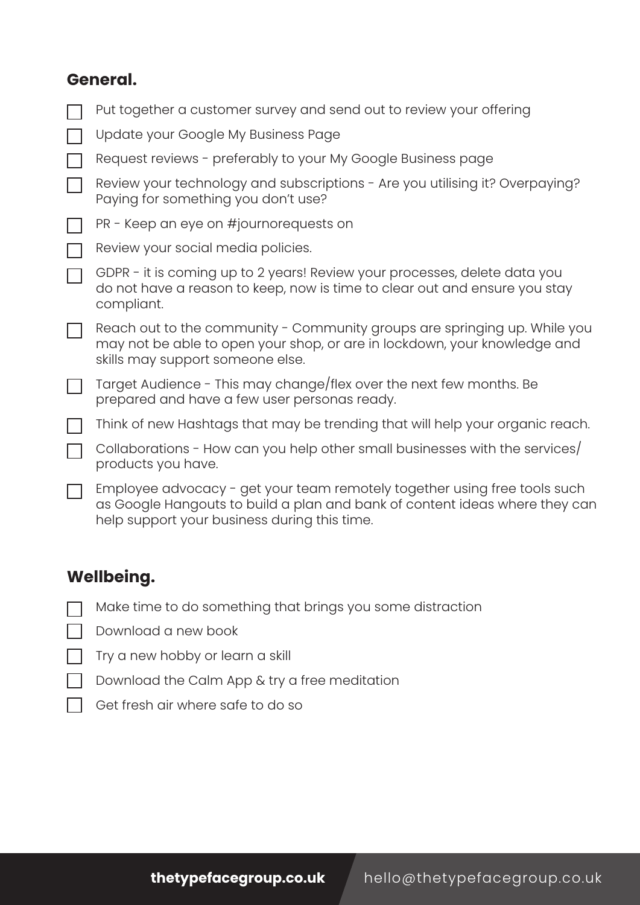## General.

- [ ] Put together a customer survey and send out to review your offering
- [ ] Update your Google My Business Page
- [ ] Request reviews - preferably to your My Google Business page
- [ ] Review your technology and subscriptions - Are you utilising it? Overpaying? Paying for something you don't use?
- [ ] PR - Keep an eye on #journorequests on
- [ ] Review your social media policies.
- [ ] GDPR - it is coming up to 2 years! Review your processes, delete data you do not have a reason to keep, now is time to clear out and ensure you stay compliant.
- [ ] Reach out to the community - Community groups are springing up. While you may not be able to open your shop, or are in lockdown, your knowledge and skills may support someone else.
- [ ] Target Audience - This may change/flex over the next few months. Be prepared and have a few user personas ready.
- [ ] Think of new Hashtags that may be trending that will help your organic reach.
- [ ] Collaborations - How can you help other small businesses with the services/ products you have.
- [ ] Employee advocacy - get your team remotely together using free tools such as Google Hangouts to build a plan and bank of content ideas where they can help support your business during this time.

## Wellbeing.

- [ ] Make time to do something that brings you some distraction
- [ ] Download a new book
- [ ] Try a new hobby or learn a skill
- [ ] Download the Calm App & try a free meditation
- [ ] Get fresh air where safe to do so

**thetypefacegroup.co.uk** hello@thetypefacegroup.co.uk